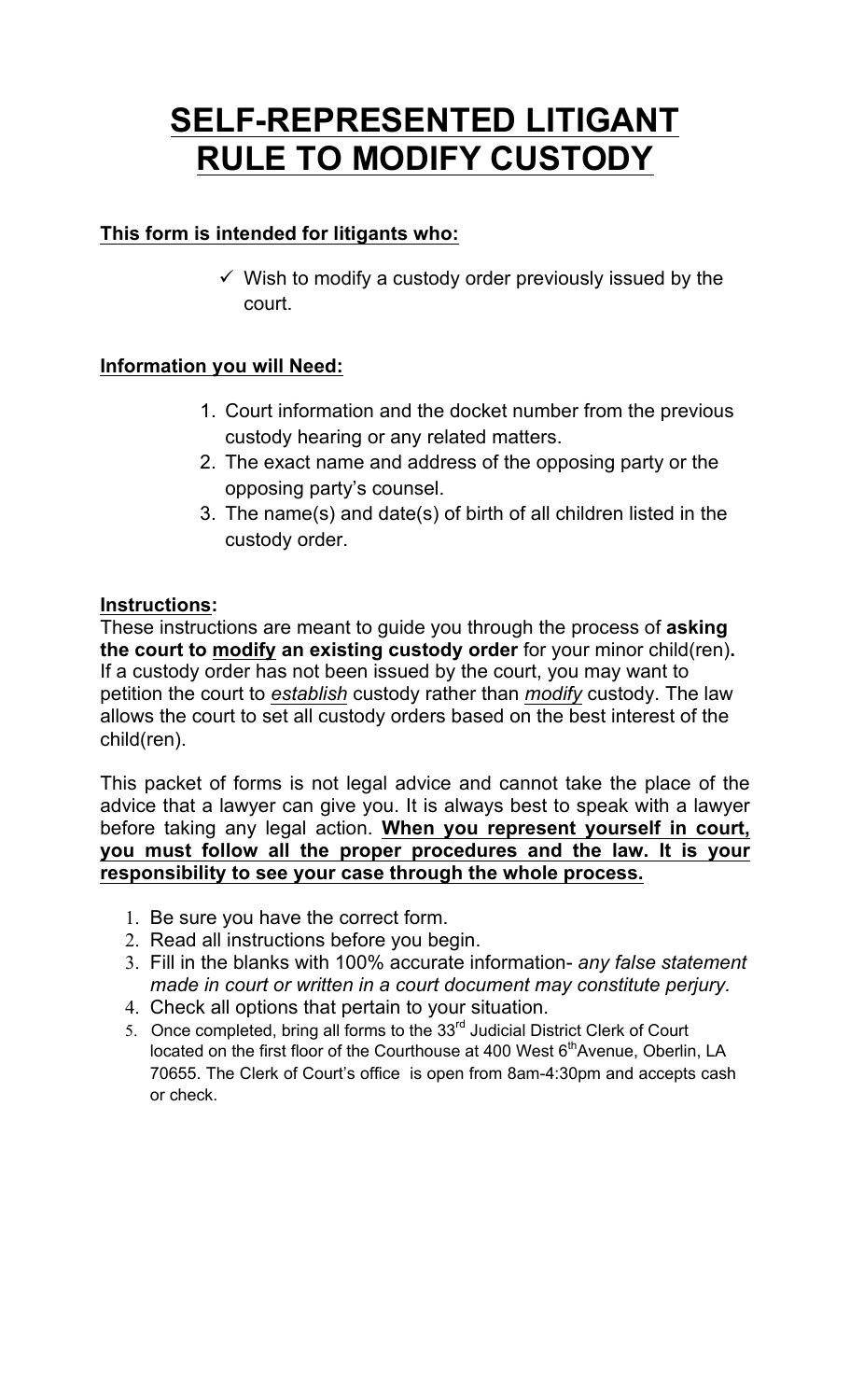# SELF-REPRESENTED LITIGANT RULE TO MODIFY CUSTODY

**This form is intended for litigants who:**

- ✓ Wish to modify a custody order previously issued by the court.

**Information you will Need:**

1. Court information and the docket number from the previous custody hearing or any related matters.
2. The exact name and address of the opposing party or the opposing party's counsel.
3. The name(s) and date(s) of birth of all children listed in the custody order.

**Instructions:**

These instructions are meant to guide you through the process of **asking the court to modify an existing custody order** for your minor child(ren)**.** If a custody order has not been issued by the court, you may want to petition the court to *establish* custody rather than *modify* custody. The law allows the court to set all custody orders based on the best interest of the child(ren).

This packet of forms is not legal advice and cannot take the place of the advice that a lawyer can give you. It is always best to speak with a lawyer before taking any legal action. **When you represent yourself in court, you must follow all the proper procedures and the law. It is your responsibility to see your case through the whole process.**

1. Be sure you have the correct form.
2. Read all instructions before you begin.
3. Fill in the blanks with 100% accurate information- *any false statement made in court or written in a court document may constitute perjury.*
4. Check all options that pertain to your situation.
5. Once completed, bring all forms to the 33rd Judicial District Clerk of Court located on the first floor of the Courthouse at 400 West 6th Avenue, Oberlin, LA 70655. The Clerk of Court's office is open from 8am-4:30pm and accepts cash or check.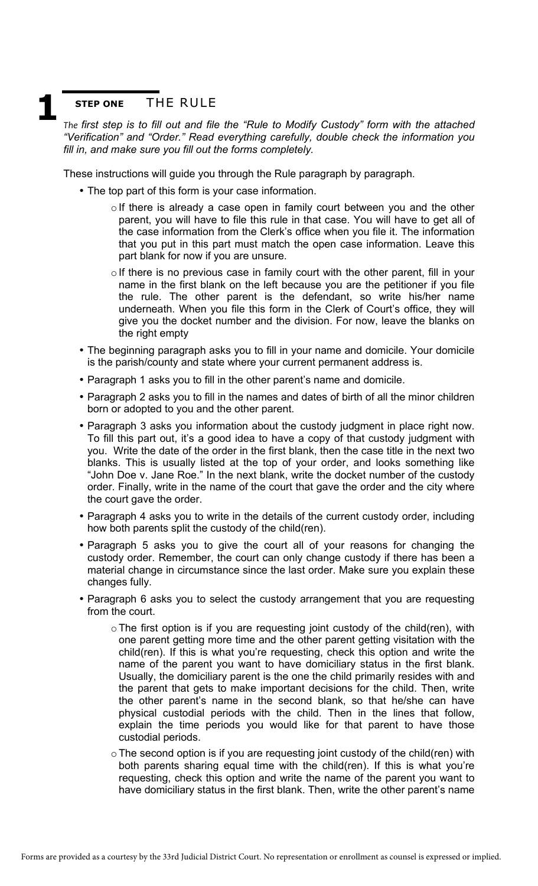# 1 STEP ONE THE RULE

*The first step is to fill out and file the "Rule to Modify Custody" form with the attached "Verification" and "Order." Read everything carefully, double check the information you fill in, and make sure you fill out the forms completely.*

These instructions will guide you through the Rule paragraph by paragraph.

- The top part of this form is your case information.
  - If there is already a case open in family court between you and the other parent, you will have to file this rule in that case. You will have to get all of the case information from the Clerk's office when you file it. The information that you put in this part must match the open case information. Leave this part blank for now if you are unsure.
  - If there is no previous case in family court with the other parent, fill in your name in the first blank on the left because you are the petitioner if you file the rule. The other parent is the defendant, so write his/her name underneath. When you file this form in the Clerk of Court's office, they will give you the docket number and the division. For now, leave the blanks on the right empty
- The beginning paragraph asks you to fill in your name and domicile. Your domicile is the parish/county and state where your current permanent address is.
- Paragraph 1 asks you to fill in the other parent's name and domicile.
- Paragraph 2 asks you to fill in the names and dates of birth of all the minor children born or adopted to you and the other parent.
- Paragraph 3 asks you information about the custody judgment in place right now. To fill this part out, it's a good idea to have a copy of that custody judgment with you. Write the date of the order in the first blank, then the case title in the next two blanks. This is usually listed at the top of your order, and looks something like "John Doe v. Jane Roe." In the next blank, write the docket number of the custody order. Finally, write in the name of the court that gave the order and the city where the court gave the order.
- Paragraph 4 asks you to write in the details of the current custody order, including how both parents split the custody of the child(ren).
- Paragraph 5 asks you to give the court all of your reasons for changing the custody order. Remember, the court can only change custody if there has been a material change in circumstance since the last order. Make sure you explain these changes fully.
- Paragraph 6 asks you to select the custody arrangement that you are requesting from the court.
  - The first option is if you are requesting joint custody of the child(ren), with one parent getting more time and the other parent getting visitation with the child(ren). If this is what you're requesting, check this option and write the name of the parent you want to have domiciliary status in the first blank. Usually, the domiciliary parent is the one the child primarily resides with and the parent that gets to make important decisions for the child. Then, write the other parent's name in the second blank, so that he/she can have physical custodial periods with the child. Then in the lines that follow, explain the time periods you would like for that parent to have those custodial periods.
  - The second option is if you are requesting joint custody of the child(ren) with both parents sharing equal time with the child(ren). If this is what you're requesting, check this option and write the name of the parent you want to have domiciliary status in the first blank. Then, write the other parent's name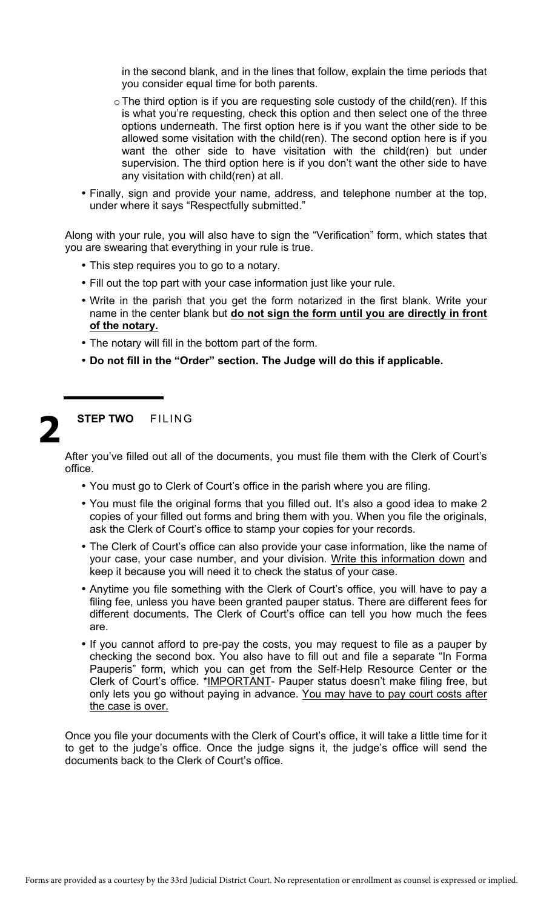in the second blank, and in the lines that follow, explain the time periods that you consider equal time for both parents.

  - The third option is if you are requesting sole custody of the child(ren). If this is what you're requesting, check this option and then select one of the three options underneath. The first option here is if you want the other side to be allowed some visitation with the child(ren). The second option here is if you want the other side to have visitation with the child(ren) but under supervision. The third option here is if you don't want the other side to have any visitation with child(ren) at all.

- Finally, sign and provide your name, address, and telephone number at the top, under where it says "Respectfully submitted."

Along with your rule, you will also have to sign the "Verification" form, which states that you are swearing that everything in your rule is true.

- This step requires you to go to a notary.
- Fill out the top part with your case information just like your rule.
- Write in the parish that you get the form notarized in the first blank. Write your name in the center blank but **do not sign the form until you are directly in front of the notary.**
- The notary will fill in the bottom part of the form.
- **Do not fill in the "Order" section. The Judge will do this if applicable.**

## 2 STEP TWO FILING

After you've filled out all of the documents, you must file them with the Clerk of Court's office.

- You must go to Clerk of Court's office in the parish where you are filing.
- You must file the original forms that you filled out. It's also a good idea to make 2 copies of your filled out forms and bring them with you. When you file the originals, ask the Clerk of Court's office to stamp your copies for your records.
- The Clerk of Court's office can also provide your case information, like the name of your case, your case number, and your division. Write this information down and keep it because you will need it to check the status of your case.
- Anytime you file something with the Clerk of Court's office, you will have to pay a filing fee, unless you have been granted pauper status. There are different fees for different documents. The Clerk of Court's office can tell you how much the fees are.
- If you cannot afford to pre-pay the costs, you may request to file as a pauper by checking the second box. You also have to fill out and file a separate "In Forma Pauperis" form, which you can get from the Self-Help Resource Center or the Clerk of Court's office. *IMPORTANT- Pauper status doesn't make filing free, but only lets you go without paying in advance. You may have to pay court costs after the case is over.

Once you file your documents with the Clerk of Court's office, it will take a little time for it to get to the judge's office. Once the judge signs it, the judge's office will send the documents back to the Clerk of Court's office.

Forms are provided as a courtesy by the 33rd Judicial District Court. No representation or enrollment as counsel is expressed or implied.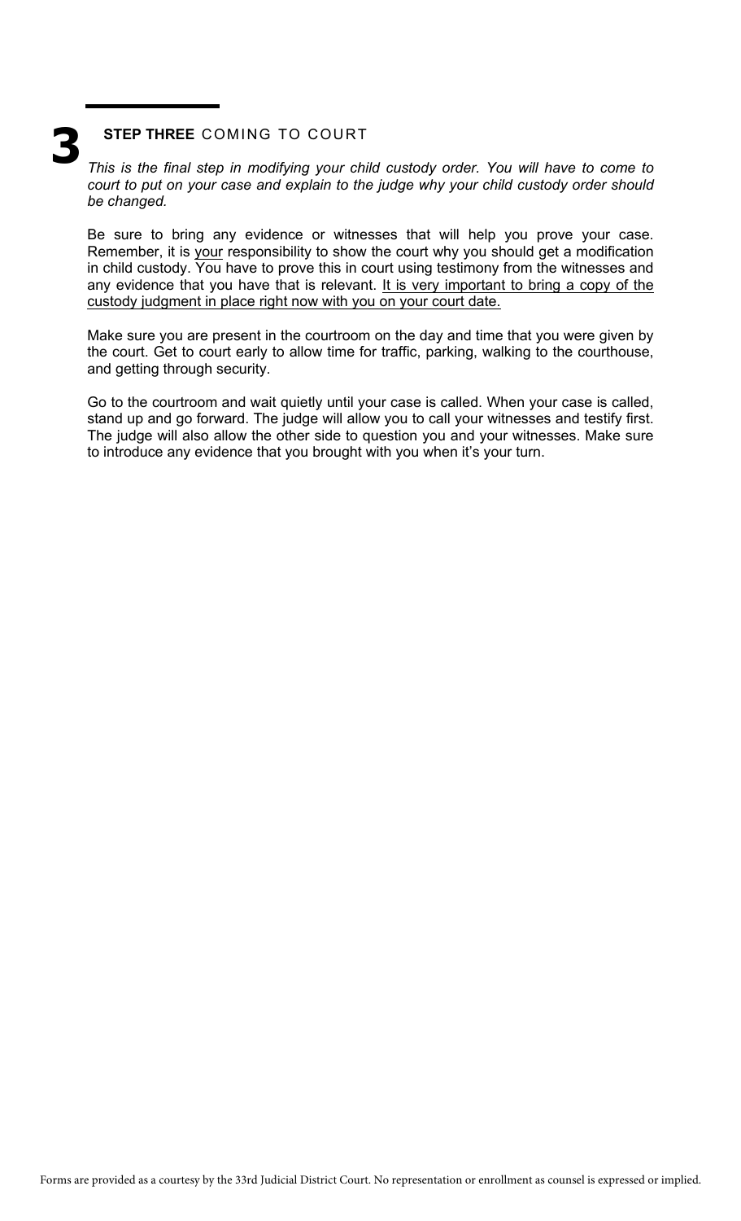# 3 STEP THREE COMING TO COURT

*This is the final step in modifying your child custody order. You will have to come to court to put on your case and explain to the judge why your child custody order should be changed.*

Be sure to bring any evidence or witnesses that will help you prove your case. Remember, it is <u>your</u> responsibility to show the court why you should get a modification in child custody. You have to prove this in court using testimony from the witnesses and any evidence that you have that is relevant. <u>It is very important to bring a copy of the custody judgment in place right now with you on your court date.</u>

Make sure you are present in the courtroom on the day and time that you were given by the court. Get to court early to allow time for traffic, parking, walking to the courthouse, and getting through security.

Go to the courtroom and wait quietly until your case is called. When your case is called, stand up and go forward. The judge will allow you to call your witnesses and testify first. The judge will also allow the other side to question you and your witnesses. Make sure to introduce any evidence that you brought with you when it's your turn.

Forms are provided as a courtesy by the 33rd Judicial District Court. No representation or enrollment as counsel is expressed or implied.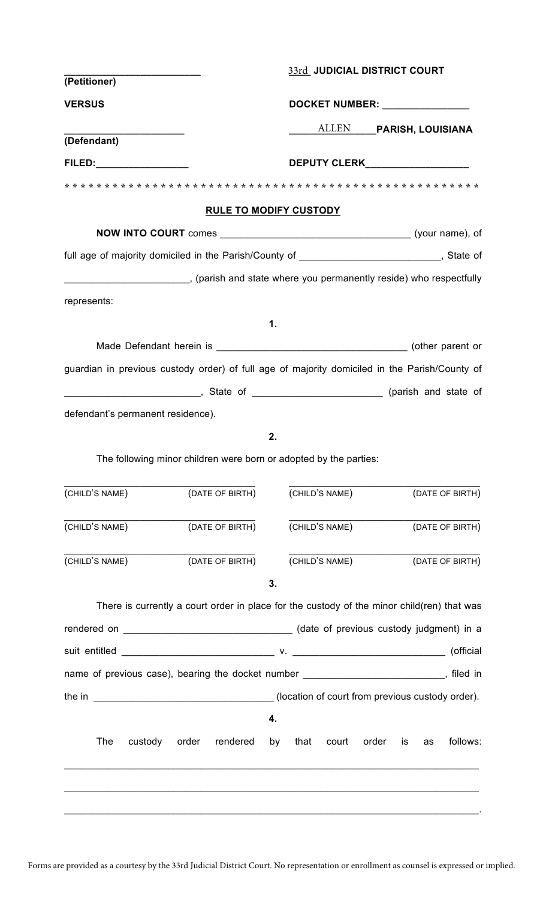| | |
|---|---|
| _________________________ **(Petitioner)** | 33rd **JUDICIAL DISTRICT COURT** |
| **VERSUS** | **DOCKET NUMBER:** _______________ |
| ______________________ **(Defendant)** | _____ALLEN_____**PARISH, LOUISIANA** |
| **FILED:**_________________ | **DEPUTY CLERK**__________________ |

* * * * * * * * * * * * * * * * * * * * * * * * * * * * * * * * * * * * * * * * * * * * * * * * * * *

## RULE TO MODIFY CUSTODY

**NOW INTO COURT** comes ___________________________________ (your name), of full age of majority domiciled in the Parish/County of _________________________, State of ______________________, (parish and state where you permanently reside) who respectfully represents:

**1.**

Made Defendant herein is __________________________________ (other parent or guardian in previous custody order) of full age of majority domiciled in the Parish/County of ________________________, State of _______________________ (parish and state of defendant's permanent residence).

**2.**

The following minor children were born or adopted by the parties:

| | |
|---|---|
| ___________________________________ (CHILD'S NAME) (DATE OF BIRTH) | ___________________________________ (CHILD'S NAME) (DATE OF BIRTH) |
| ___________________________________ (CHILD'S NAME) (DATE OF BIRTH) | ___________________________________ (CHILD'S NAME) (DATE OF BIRTH) |
| ___________________________________ (CHILD'S NAME) (DATE OF BIRTH) | ___________________________________ (CHILD'S NAME) (DATE OF BIRTH) |

**3.**

There is currently a court order in place for the custody of the minor child(ren) that was rendered on ______________________________ (date of previous custody judgment) in a suit entitled ___________________________ v. ___________________________ (official name of previous case), bearing the docket number _________________________, filed in the in ________________________________ (location of court from previous custody order).

**4.**

The custody order rendered by that court order is as follows:

___________________________________________________________________________

___________________________________________________________________________

___________________________________________________________________________.

Forms are provided as a courtesy by the 33rd Judicial District Court. No representation or enrollment as counsel is expressed or implied.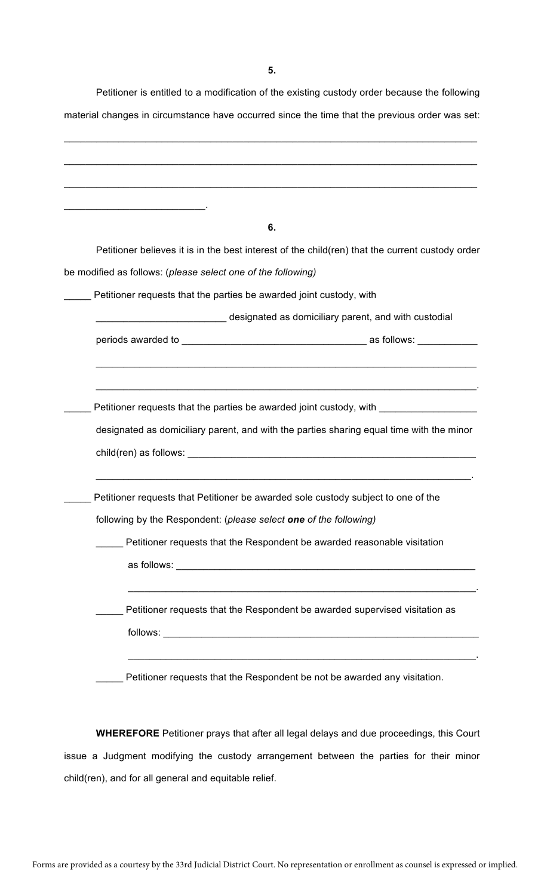**5.**

Petitioner is entitled to a modification of the existing custody order because the following material changes in circumstance have occurred since the time that the previous order was set:

______________________________________________________________________________

______________________________________________________________________________

______________________________________________________________________________

__________________________.

**6.**

Petitioner believes it is in the best interest of the child(ren) that the current custody order be modified as follows: (*please select one of the following*)

_____ Petitioner requests that the parties be awarded joint custody, with

________________________ designated as domiciliary parent, and with custodial periods awarded to __________________________________ as follows: ___________

_______________________________________________________________________

_______________________________________________________________________.

_____ Petitioner requests that the parties be awarded joint custody, with __________________ designated as domiciliary parent, and with the parties sharing equal time with the minor child(ren) as follows: _______________________________________________________

______________________________________________________________________.

_____ Petitioner requests that Petitioner be awarded sole custody subject to one of the following by the Respondent: (*please select **one** of the following*)

_____ Petitioner requests that the Respondent be awarded reasonable visitation as follows: ________________________________________________________

_________________________________________________________________.

_____ Petitioner requests that the Respondent be awarded supervised visitation as follows: ___________________________________________________________

_________________________________________________________________.

_____ Petitioner requests that the Respondent be not be awarded any visitation.

**WHEREFORE** Petitioner prays that after all legal delays and due proceedings, this Court issue a Judgment modifying the custody arrangement between the parties for their minor child(ren), and for all general and equitable relief.

Forms are provided as a courtesy by the 33rd Judicial District Court. No representation or enrollment as counsel is expressed or implied.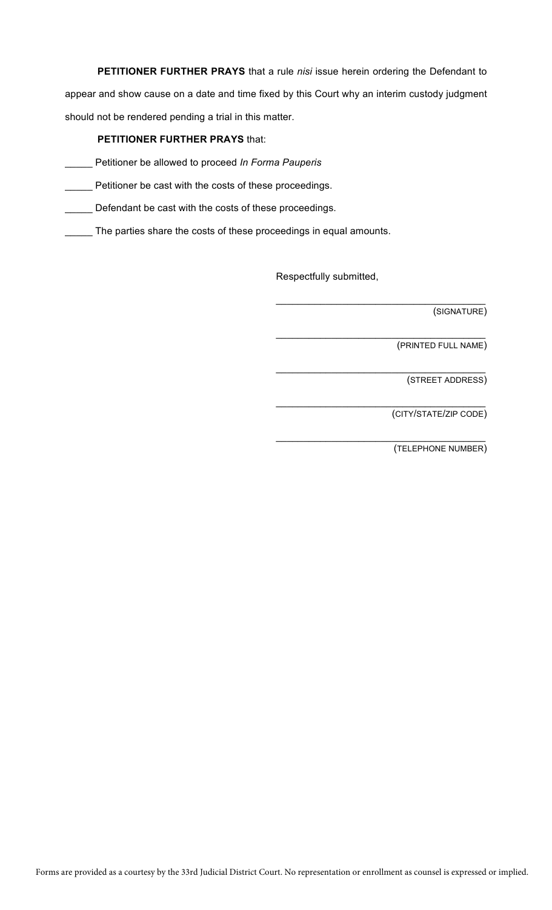**PETITIONER FURTHER PRAYS** that a rule *nisi* issue herein ordering the Defendant to appear and show cause on a date and time fixed by this Court why an interim custody judgment should not be rendered pending a trial in this matter.

**PETITIONER FURTHER PRAYS** that:

_____ Petitioner be allowed to proceed *In Forma Pauperis*

_____ Petitioner be cast with the costs of these proceedings.

_____ Defendant be cast with the costs of these proceedings.

_____ The parties share the costs of these proceedings in equal amounts.

Respectfully submitted,

\_\_\_\_\_\_\_\_\_\_\_\_\_\_\_\_\_\_\_\_\_\_\_\_\_\_\_\_\_\_\_\_\_\_\_\_\_\_\_\_
(SIGNATURE)

\_\_\_\_\_\_\_\_\_\_\_\_\_\_\_\_\_\_\_\_\_\_\_\_\_\_\_\_\_\_\_\_\_\_\_\_\_\_\_\_
(PRINTED FULL NAME)

\_\_\_\_\_\_\_\_\_\_\_\_\_\_\_\_\_\_\_\_\_\_\_\_\_\_\_\_\_\_\_\_\_\_\_\_\_\_\_\_
(STREET ADDRESS)

\_\_\_\_\_\_\_\_\_\_\_\_\_\_\_\_\_\_\_\_\_\_\_\_\_\_\_\_\_\_\_\_\_\_\_\_\_\_\_\_
(CITY/STATE/ZIP CODE)

\_\_\_\_\_\_\_\_\_\_\_\_\_\_\_\_\_\_\_\_\_\_\_\_\_\_\_\_\_\_\_\_\_\_\_\_\_\_\_\_
(TELEPHONE NUMBER)

Forms are provided as a courtesy by the 33rd Judicial District Court. No representation or enrollment as counsel is expressed or implied.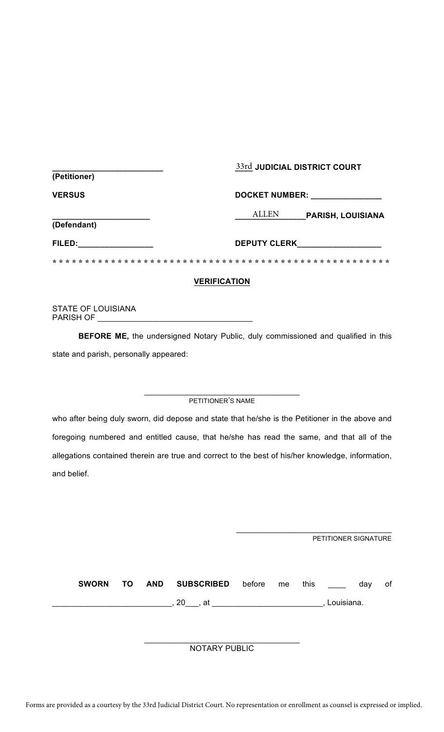| ________________________ | 33rd **JUDICIAL DISTRICT COURT** |
|---|---|
| **(Petitioner)** | |
| **VERSUS** | **DOCKET NUMBER:** ______________ |
| ______________________ | ALLEN **PARISH, LOUISIANA** |
| **(Defendant)** | |
| **FILED:**_________________ | **DEPUTY CLERK**__________________ |

* * * * * * * * * * * * * * * * * * * * * * * * * * * * * * * * * * * * * * * * * * * * * * * * * * * * *

**VERIFICATION**

STATE OF LOUISIANA
PARISH OF __________________________________

**BEFORE ME,** the undersigned Notary Public, duly commissioned and qualified in this state and parish, personally appeared:

___________________________________
PETITIONER'S NAME

who after being duly sworn, did depose and state that he/she is the Petitioner in the above and foregoing numbered and entitled cause, that he/she has read the same, and that all of the allegations contained therein are true and correct to the best of his/her knowledge, information, and belief.

___________________________________
PETITIONER SIGNATURE

**SWORN TO AND SUBSCRIBED** before me this ____ day of __________________________, 20___, at ________________________, Louisiana.

___________________________________
NOTARY PUBLIC

Forms are provided as a courtesy by the 33rd Judicial District Court. No representation or enrollment as counsel is expressed or implied.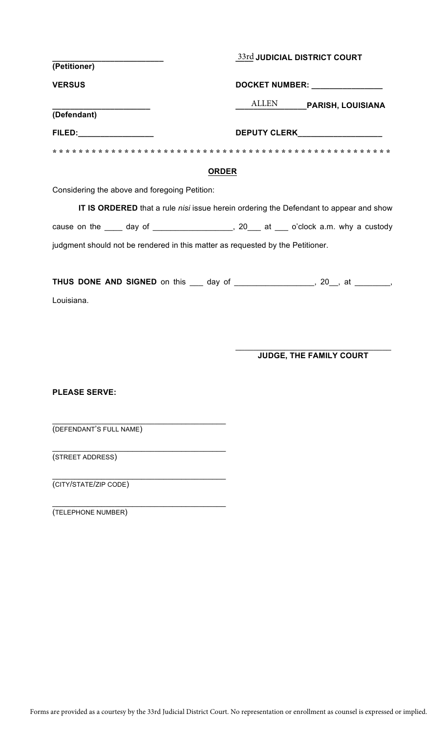| | |
|---|---|
| _________________________ **(Petitioner)** | 33rd **JUDICIAL DISTRICT COURT** |
| **VERSUS** | **DOCKET NUMBER:** _______________ |
| _____________________ **(Defendant)** | ALLEN **PARISH, LOUISIANA** |
| **FILED:**________________ | **DEPUTY CLERK**__________________ |

* * * * * * * * * * * * * * * * * * * * * * * * * * * * * * * * * * * * * * * * * * * * * * * * * * * * *

**ORDER**

Considering the above and foregoing Petition:

**IT IS ORDERED** that a rule *nisi* issue herein ordering the Defendant to appear and show cause on the ____ day of _________________, 20___ at ___ o'clock a.m. why a custody judgment should not be rendered in this matter as requested by the Petitioner.

**THUS DONE AND SIGNED** on this ___ day of _________________, 20__, at ________, Louisiana.

_________________________________
**JUDGE, THE FAMILY COURT**

**PLEASE SERVE:**

_______________________________________
(DEFENDANT'S FULL NAME)

_______________________________________
(STREET ADDRESS)

_______________________________________
(CITY/STATE/ZIP CODE)

_______________________________________
(TELEPHONE NUMBER)

Forms are provided as a courtesy by the 33rd Judicial District Court. No representation or enrollment as counsel is expressed or implied.